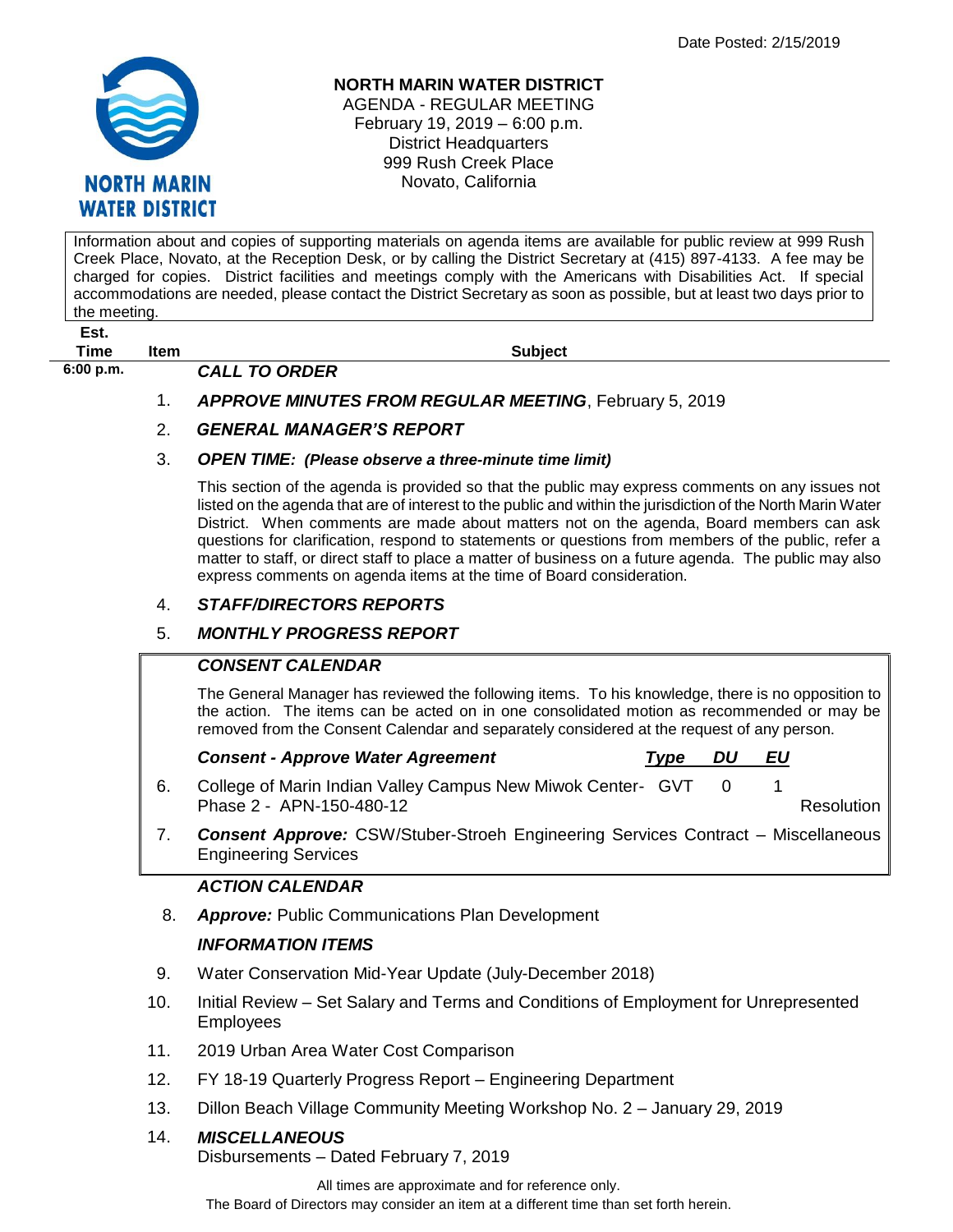Date Posted: 2/15/2019

NORTH MARIN WATER DISTRICT

# NORTH MARIN WATER DISTRICT

AGENDA - REGULAR MEETING
February 19, 2019 – 6:00 p.m.
District Headquarters
999 Rush Creek Place
Novato, California

Information about and copies of supporting materials on agenda items are available for public review at 999 Rush Creek Place, Novato, at the Reception Desk, or by calling the District Secretary at (415) 897-4133. A fee may be charged for copies. District facilities and meetings comply with the Americans with Disabilities Act. If special accommodations are needed, please contact the District Secretary as soon as possible, but at least two days prior to the meeting.

| Est. Time | Item | Subject |
|---|---|---|
| 6:00 p.m. | | ***CALL TO ORDER*** |
| | 1. | ***APPROVE MINUTES FROM REGULAR MEETING***, February 5, 2019 |
| | 2. | ***GENERAL MANAGER'S REPORT*** |
| | 3. | ***OPEN TIME: (Please observe a three-minute time limit)*** |

This section of the agenda is provided so that the public may express comments on any issues not listed on the agenda that are of interest to the public and within the jurisdiction of the North Marin Water District. When comments are made about matters not on the agenda, Board members can ask questions for clarification, respond to statements or questions from members of the public, refer a matter to staff, or direct staff to place a matter of business on a future agenda. The public may also express comments on agenda items at the time of Board consideration.

4. ***STAFF/DIRECTORS REPORTS***
5. ***MONTHLY PROGRESS REPORT***

***CONSENT CALENDAR***

The General Manager has reviewed the following items. To his knowledge, there is no opposition to the action. The items can be acted on in one consolidated motion as recommended or may be removed from the Consent Calendar and separately considered at the request of any person.

| | ***Consent - Approve Water Agreement*** | ***Type*** | ***DU*** | ***EU*** | |
|---|---|---|---|---|---|
| 6. | College of Marin Indian Valley Campus New Miwok Center- Phase 2 - APN-150-480-12 | GVT | 0 | 1 | Resolution |

7. ***Consent Approve:*** CSW/Stuber-Stroeh Engineering Services Contract – Miscellaneous Engineering Services

***ACTION CALENDAR***

8. ***Approve:*** Public Communications Plan Development

***INFORMATION ITEMS***

9. Water Conservation Mid-Year Update (July-December 2018)
10. Initial Review – Set Salary and Terms and Conditions of Employment for Unrepresented Employees
11. 2019 Urban Area Water Cost Comparison
12. FY 18-19 Quarterly Progress Report – Engineering Department
13. Dillon Beach Village Community Meeting Workshop No. 2 – January 29, 2019
14. ***MISCELLANEOUS***
    Disbursements – Dated February 7, 2019

All times are approximate and for reference only.
The Board of Directors may consider an item at a different time than set forth herein.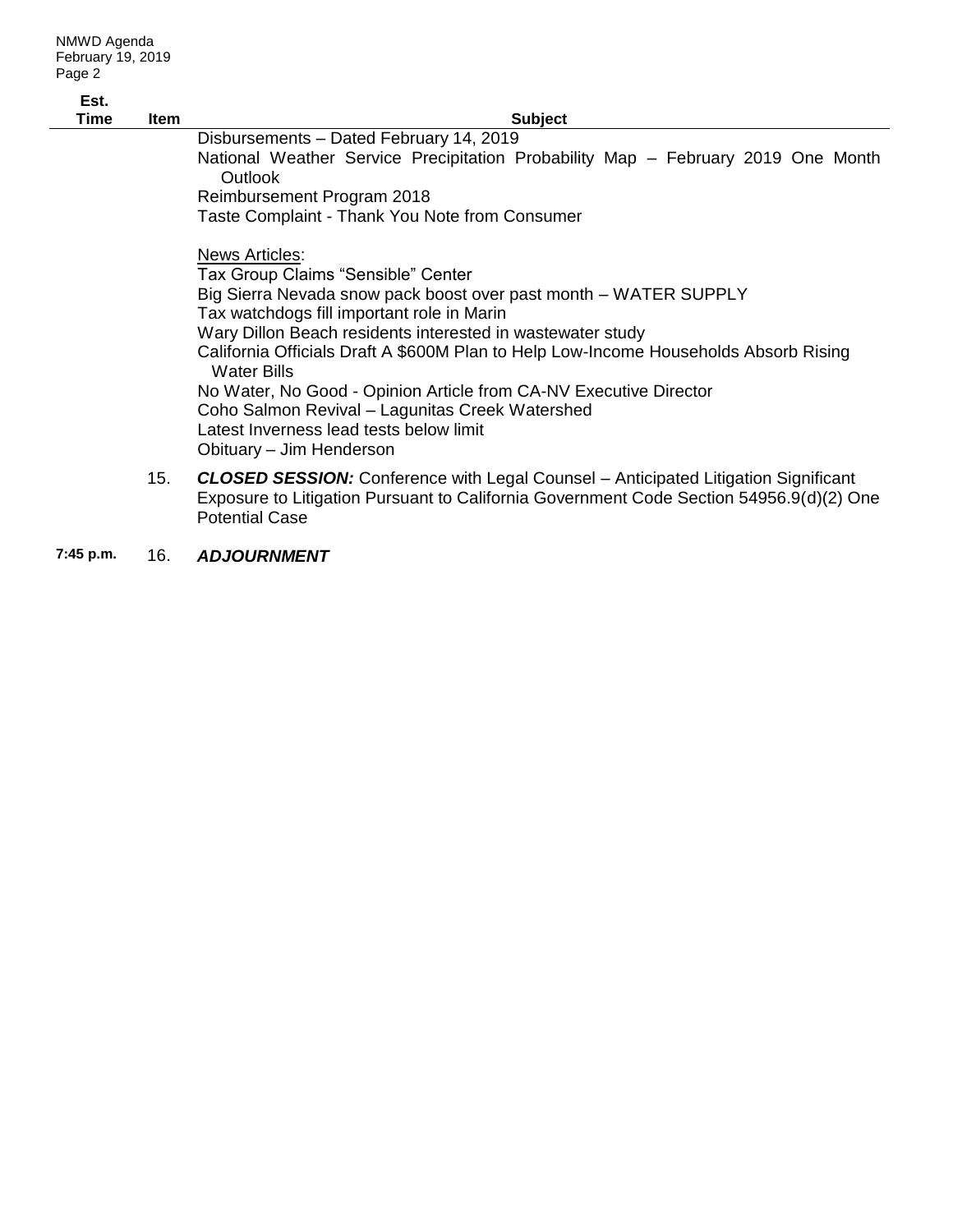| Est. Time | Item | Subject |
|---|---|---|
| | | Disbursements – Dated February 14, 2019 |
| | | National Weather Service Precipitation Probability Map – February 2019 One Month Outlook |
| | | Reimbursement Program 2018 |
| | | Taste Complaint - Thank You Note from Consumer |
| | | |
| | | News Articles: |
| | | Tax Group Claims "Sensible" Center |
| | | Big Sierra Nevada snow pack boost over past month – WATER SUPPLY |
| | | Tax watchdogs fill important role in Marin |
| | | Wary Dillon Beach residents interested in wastewater study |
| | | California Officials Draft A $600M Plan to Help Low-Income Households Absorb Rising Water Bills |
| | | No Water, No Good - Opinion Article from CA-NV Executive Director |
| | | Coho Salmon Revival – Lagunitas Creek Watershed |
| | | Latest Inverness lead tests below limit |
| | | Obituary – Jim Henderson |
| | 15. | ***CLOSED SESSION:*** Conference with Legal Counsel – Anticipated Litigation Significant Exposure to Litigation Pursuant to California Government Code Section 54956.9(d)(2) One Potential Case |
| 7:45 p.m. | 16. | ***ADJOURNMENT*** |